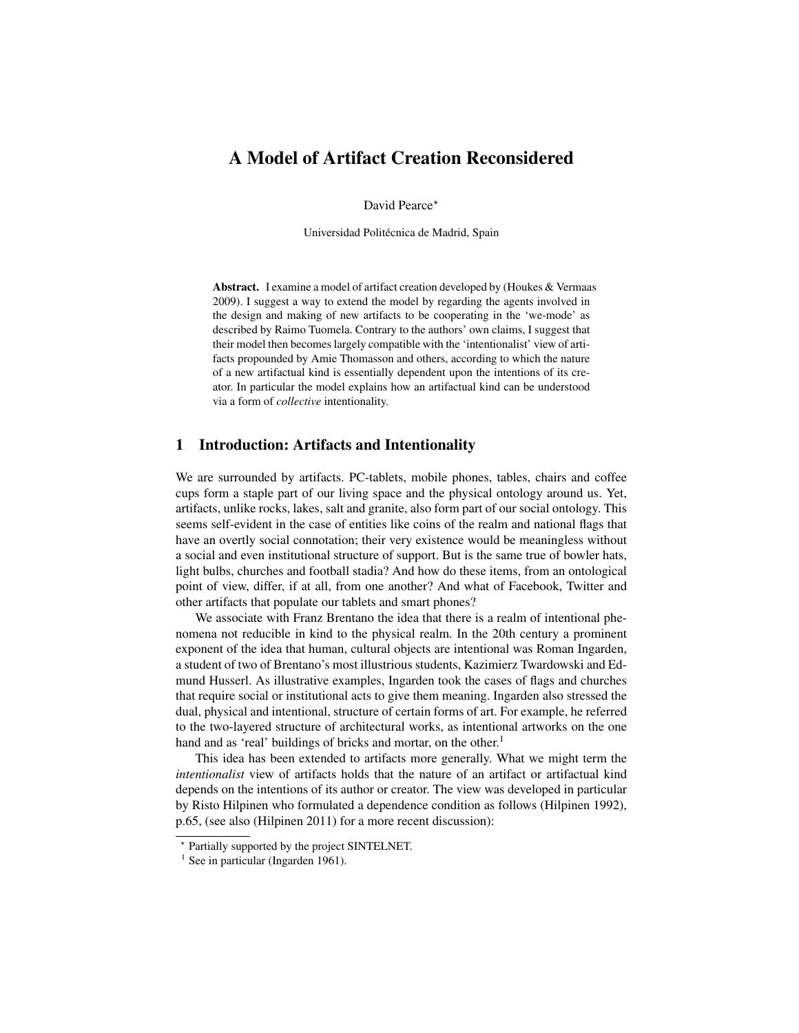# A Model of Artifact Creation Reconsidered

David Pearce*

Universidad Politécnica de Madrid, Spain

**Abstract.** I examine a model of artifact creation developed by (Houkes & Vermaas 2009). I suggest a way to extend the model by regarding the agents involved in the design and making of new artifacts to be cooperating in the 'we-mode' as described by Raimo Tuomela. Contrary to the authors' own claims, I suggest that their model then becomes largely compatible with the 'intentionalist' view of artifacts propounded by Amie Thomasson and others, according to which the nature of a new artifactual kind is essentially dependent upon the intentions of its creator. In particular the model explains how an artifactual kind can be understood via a form of *collective* intentionality.

## 1 Introduction: Artifacts and Intentionality

We are surrounded by artifacts. PC-tablets, mobile phones, tables, chairs and coffee cups form a staple part of our living space and the physical ontology around us. Yet, artifacts, unlike rocks, lakes, salt and granite, also form part of our social ontology. This seems self-evident in the case of entities like coins of the realm and national flags that have an overtly social connotation; their very existence would be meaningless without a social and even institutional structure of support. But is the same true of bowler hats, light bulbs, churches and football stadia? And how do these items, from an ontological point of view, differ, if at all, from one another? And what of Facebook, Twitter and other artifacts that populate our tablets and smart phones?

We associate with Franz Brentano the idea that there is a realm of intentional phenomena not reducible in kind to the physical realm. In the 20th century a prominent exponent of the idea that human, cultural objects are intentional was Roman Ingarden, a student of two of Brentano's most illustrious students, Kazimierz Twardowski and Edmund Husserl. As illustrative examples, Ingarden took the cases of flags and churches that require social or institutional acts to give them meaning. Ingarden also stressed the dual, physical and intentional, structure of certain forms of art. For example, he referred to the two-layered structure of architectural works, as intentional artworks on the one hand and as 'real' buildings of bricks and mortar, on the other.[1]

This idea has been extended to artifacts more generally. What we might term the *intentionalist* view of artifacts holds that the nature of an artifact or artifactual kind depends on the intentions of its author or creator. The view was developed in particular by Risto Hilpinen who formulated a dependence condition as follows (Hilpinen 1992), p.65, (see also (Hilpinen 2011) for a more recent discussion):

---

* Partially supported by the project SINTELNET.

[1] See in particular (Ingarden 1961).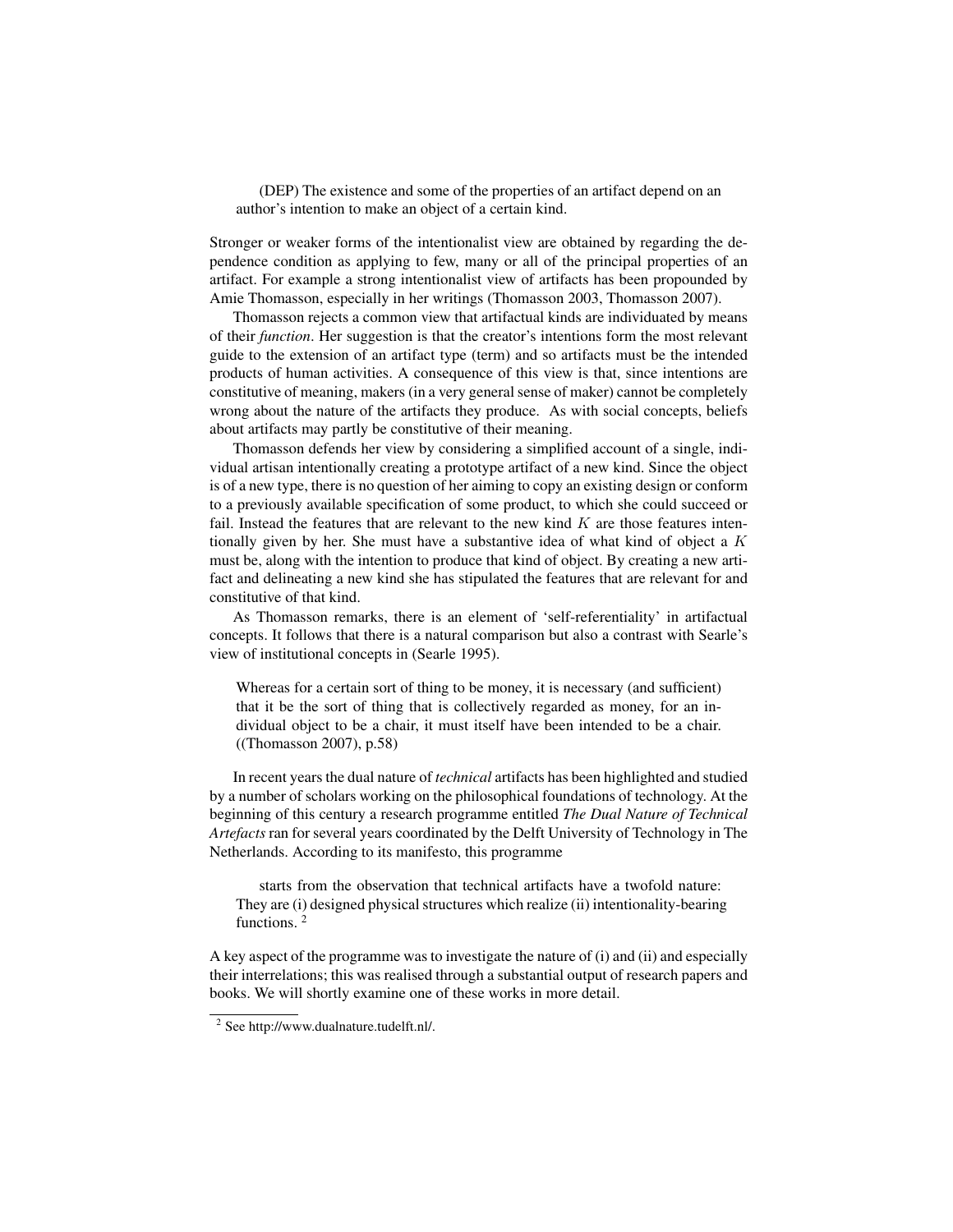> (DEP) The existence and some of the properties of an artifact depend on an author's intention to make an object of a certain kind.

Stronger or weaker forms of the intentionalist view are obtained by regarding the dependence condition as applying to few, many or all of the principal properties of an artifact. For example a strong intentionalist view of artifacts has been propounded by Amie Thomasson, especially in her writings (Thomasson 2003, Thomasson 2007).

Thomasson rejects a common view that artifactual kinds are individuated by means of their *function*. Her suggestion is that the creator's intentions form the most relevant guide to the extension of an artifact type (term) and so artifacts must be the intended products of human activities. A consequence of this view is that, since intentions are constitutive of meaning, makers (in a very general sense of maker) cannot be completely wrong about the nature of the artifacts they produce. As with social concepts, beliefs about artifacts may partly be constitutive of their meaning.

Thomasson defends her view by considering a simplified account of a single, individual artisan intentionally creating a prototype artifact of a new kind. Since the object is of a new type, there is no question of her aiming to copy an existing design or conform to a previously available specification of some product, to which she could succeed or fail. Instead the features that are relevant to the new kind $K$ are those features intentionally given by her. She must have a substantive idea of what kind of object a $K$ must be, along with the intention to produce that kind of object. By creating a new artifact and delineating a new kind she has stipulated the features that are relevant for and constitutive of that kind.

As Thomasson remarks, there is an element of 'self-referentiality' in artifactual concepts. It follows that there is a natural comparison but also a contrast with Searle's view of institutional concepts in (Searle 1995).

> Whereas for a certain sort of thing to be money, it is necessary (and sufficient) that it be the sort of thing that is collectively regarded as money, for an individual object to be a chair, it must itself have been intended to be a chair. ((Thomasson 2007), p.58)

In recent years the dual nature of *technical* artifacts has been highlighted and studied by a number of scholars working on the philosophical foundations of technology. At the beginning of this century a research programme entitled *The Dual Nature of Technical Artefacts* ran for several years coordinated by the Delft University of Technology in The Netherlands. According to its manifesto, this programme

> starts from the observation that technical artifacts have a twofold nature: They are (i) designed physical structures which realize (ii) intentionality-bearing functions. [2]

A key aspect of the programme was to investigate the nature of (i) and (ii) and especially their interrelations; this was realised through a substantial output of research papers and books. We will shortly examine one of these works in more detail.

[2] See http://www.dualnature.tudelft.nl/.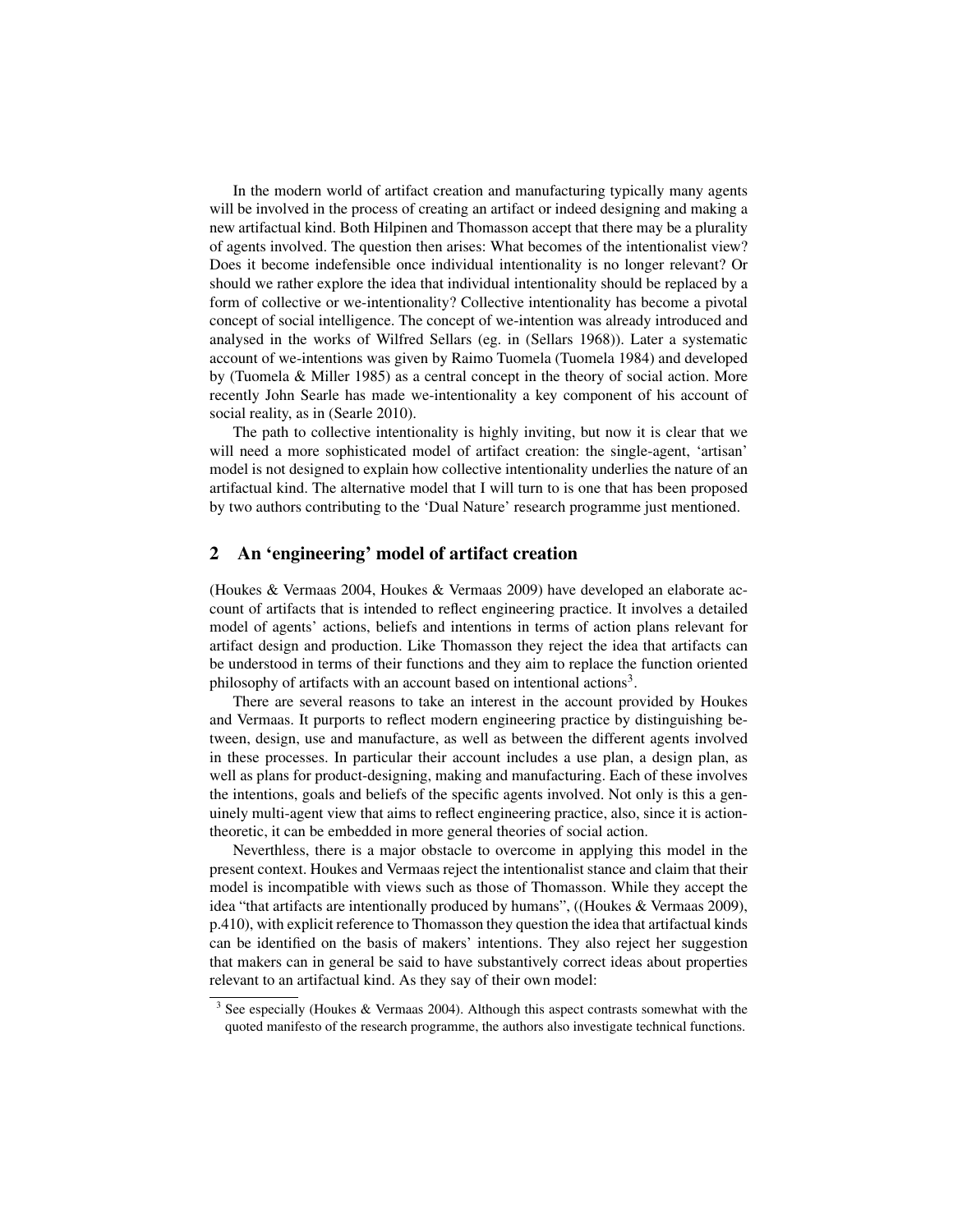In the modern world of artifact creation and manufacturing typically many agents will be involved in the process of creating an artifact or indeed designing and making a new artifactual kind. Both Hilpinen and Thomasson accept that there may be a plurality of agents involved. The question then arises: What becomes of the intentionalist view? Does it become indefensible once individual intentionality is no longer relevant? Or should we rather explore the idea that individual intentionality should be replaced by a form of collective or we-intentionality? Collective intentionality has become a pivotal concept of social intelligence. The concept of we-intention was already introduced and analysed in the works of Wilfred Sellars (eg. in (Sellars 1968)). Later a systematic account of we-intentions was given by Raimo Tuomela (Tuomela 1984) and developed by (Tuomela & Miller 1985) as a central concept in the theory of social action. More recently John Searle has made we-intentionality a key component of his account of social reality, as in (Searle 2010).

The path to collective intentionality is highly inviting, but now it is clear that we will need a more sophisticated model of artifact creation: the single-agent, 'artisan' model is not designed to explain how collective intentionality underlies the nature of an artifactual kind. The alternative model that I will turn to is one that has been proposed by two authors contributing to the 'Dual Nature' research programme just mentioned.

## 2 An 'engineering' model of artifact creation

(Houkes & Vermaas 2004, Houkes & Vermaas 2009) have developed an elaborate account of artifacts that is intended to reflect engineering practice. It involves a detailed model of agents' actions, beliefs and intentions in terms of action plans relevant for artifact design and production. Like Thomasson they reject the idea that artifacts can be understood in terms of their functions and they aim to replace the function oriented philosophy of artifacts with an account based on intentional actions[3].

There are several reasons to take an interest in the account provided by Houkes and Vermaas. It purports to reflect modern engineering practice by distinguishing between, design, use and manufacture, as well as between the different agents involved in these processes. In particular their account includes a use plan, a design plan, as well as plans for product-designing, making and manufacturing. Each of these involves the intentions, goals and beliefs of the specific agents involved. Not only is this a genuinely multi-agent view that aims to reflect engineering practice, also, since it is action-theoretic, it can be embedded in more general theories of social action.

Neverthless, there is a major obstacle to overcome in applying this model in the present context. Houkes and Vermaas reject the intentionalist stance and claim that their model is incompatible with views such as those of Thomasson. While they accept the idea "that artifacts are intentionally produced by humans", ((Houkes & Vermaas 2009), p.410), with explicit reference to Thomasson they question the idea that artifactual kinds can be identified on the basis of makers' intentions. They also reject her suggestion that makers can in general be said to have substantively correct ideas about properties relevant to an artifactual kind. As they say of their own model:

[3] See especially (Houkes & Vermaas 2004). Although this aspect contrasts somewhat with the quoted manifesto of the research programme, the authors also investigate technical functions.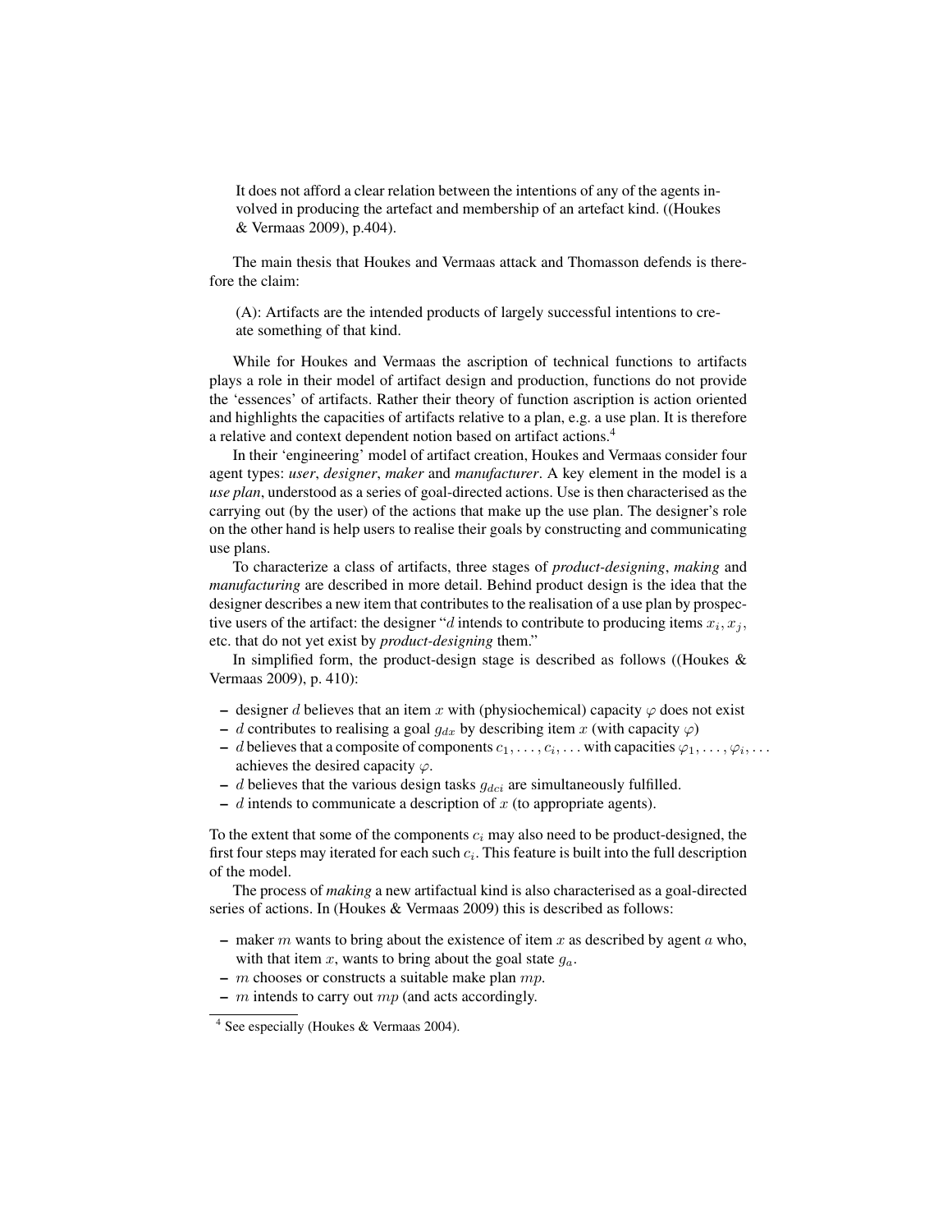> It does not afford a clear relation between the intentions of any of the agents involved in producing the artefact and membership of an artefact kind. ((Houkes & Vermaas 2009), p.404).

The main thesis that Houkes and Vermaas attack and Thomasson defends is therefore the claim:

> (A): Artifacts are the intended products of largely successful intentions to create something of that kind.

While for Houkes and Vermaas the ascription of technical functions to artifacts plays a role in their model of artifact design and production, functions do not provide the 'essences' of artifacts. Rather their theory of function ascription is action oriented and highlights the capacities of artifacts relative to a plan, e.g. a use plan. It is therefore a relative and context dependent notion based on artifact actions.[4]

In their 'engineering' model of artifact creation, Houkes and Vermaas consider four agent types: *user*, *designer*, *maker* and *manufacturer*. A key element in the model is a *use plan*, understood as a series of goal-directed actions. Use is then characterised as the carrying out (by the user) of the actions that make up the use plan. The designer's role on the other hand is help users to realise their goals by constructing and communicating use plans.

To characterize a class of artifacts, three stages of *product-designing*, *making* and *manufacturing* are described in more detail. Behind product design is the idea that the designer describes a new item that contributes to the realisation of a use plan by prospective users of the artifact: the designer "$d$ intends to contribute to producing items $x_i, x_j$, etc. that do not yet exist by *product-designing* them."

In simplified form, the product-design stage is described as follows ((Houkes & Vermaas 2009), p. 410):

- designer $d$ believes that an item $x$ with (physiochemical) capacity $\varphi$ does not exist
- $d$ contributes to realising a goal $g_{dx}$ by describing item $x$ (with capacity $\varphi$)
- $d$ believes that a composite of components $c_1, \ldots, c_i, \ldots$ with capacities $\varphi_1, \ldots, \varphi_i, \ldots$ achieves the desired capacity $\varphi$.
- $d$ believes that the various design tasks $g_{dci}$ are simultaneously fulfilled.
- $d$ intends to communicate a description of $x$ (to appropriate agents).

To the extent that some of the components $c_i$ may also need to be product-designed, the first four steps may iterated for each such $c_i$. This feature is built into the full description of the model.

The process of *making* a new artifactual kind is also characterised as a goal-directed series of actions. In (Houkes & Vermaas 2009) this is described as follows:

- maker $m$ wants to bring about the existence of item $x$ as described by agent $a$ who, with that item $x$, wants to bring about the goal state $g_a$.
- $m$ chooses or constructs a suitable make plan $mp$.
- $m$ intends to carry out $mp$ (and acts accordingly.

[4] See especially (Houkes & Vermaas 2004).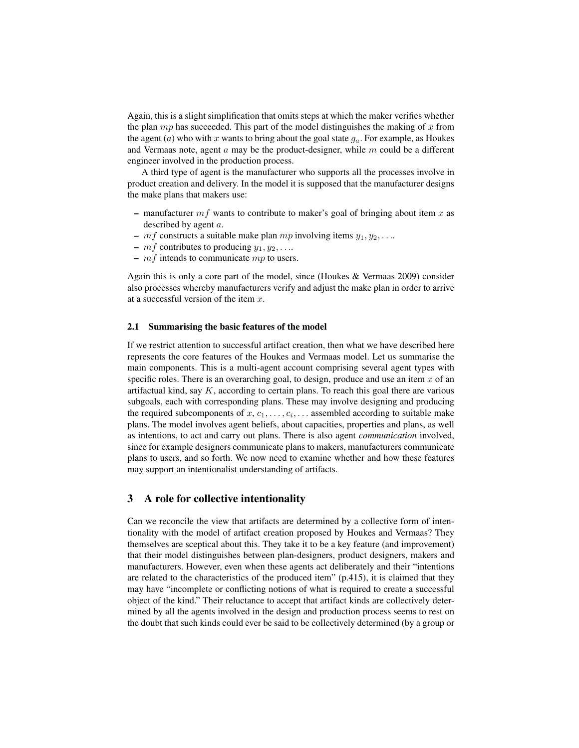Again, this is a slight simplification that omits steps at which the maker verifies whether the plan $mp$ has succeeded. This part of the model distinguishes the making of $x$ from the agent ($a$) who with $x$ wants to bring about the goal state $g_a$. For example, as Houkes and Vermaas note, agent $a$ may be the product-designer, while $m$ could be a different engineer involved in the production process.

A third type of agent is the manufacturer who supports all the processes involve in product creation and delivery. In the model it is supposed that the manufacturer designs the make plans that makers use:

– manufacturer $mf$ wants to contribute to maker's goal of bringing about item $x$ as described by agent $a$.
– $mf$ constructs a suitable make plan $mp$ involving items $y_1, y_2, \ldots$.
– $mf$ contributes to producing $y_1, y_2, \ldots$.
– $mf$ intends to communicate $mp$ to users.

Again this is only a core part of the model, since (Houkes & Vermaas 2009) consider also processes whereby manufacturers verify and adjust the make plan in order to arrive at a successful version of the item $x$.

### 2.1 Summarising the basic features of the model

If we restrict attention to successful artifact creation, then what we have described here represents the core features of the Houkes and Vermaas model. Let us summarise the main components. This is a multi-agent account comprising several agent types with specific roles. There is an overarching goal, to design, produce and use an item $x$ of an artifactual kind, say $K$, according to certain plans. To reach this goal there are various subgoals, each with corresponding plans. These may involve designing and producing the required subcomponents of $x$, $c_1, \ldots, c_i, \ldots$ assembled according to suitable make plans. The model involves agent beliefs, about capacities, properties and plans, as well as intentions, to act and carry out plans. There is also agent *communication* involved, since for example designers communicate plans to makers, manufacturers communicate plans to users, and so forth. We now need to examine whether and how these features may support an intentionalist understanding of artifacts.

## 3 A role for collective intentionality

Can we reconcile the view that artifacts are determined by a collective form of intentionality with the model of artifact creation proposed by Houkes and Vermaas? They themselves are sceptical about this. They take it to be a key feature (and improvement) that their model distinguishes between plan-designers, product designers, makers and manufacturers. However, even when these agents act deliberately and their "intentions are related to the characteristics of the produced item" (p.415), it is claimed that they may have "incomplete or conflicting notions of what is required to create a successful object of the kind." Their reluctance to accept that artifact kinds are collectively determined by all the agents involved in the design and production process seems to rest on the doubt that such kinds could ever be said to be collectively determined (by a group or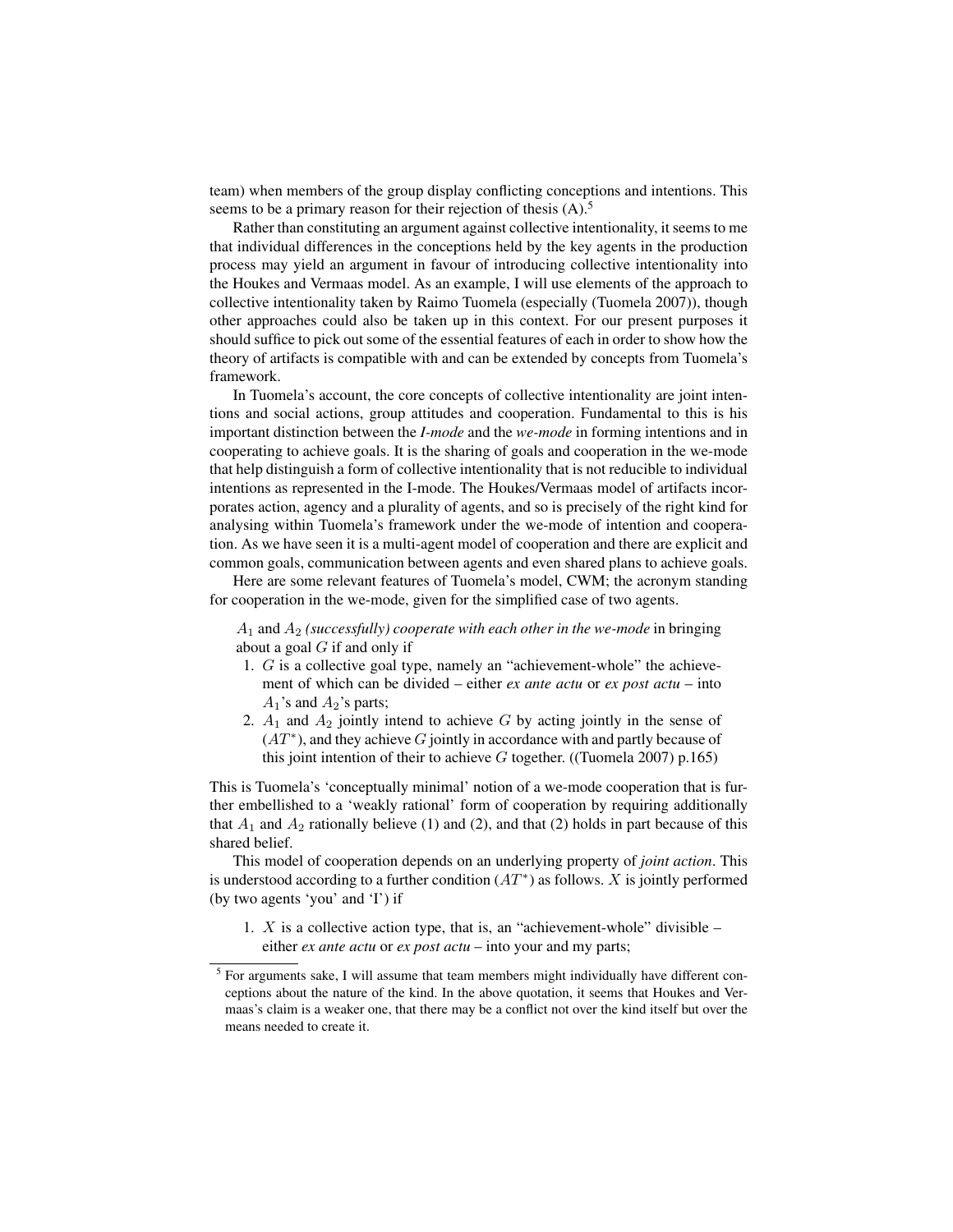team) when members of the group display conflicting conceptions and intentions. This seems to be a primary reason for their rejection of thesis (A).[5]

Rather than constituting an argument against collective intentionality, it seems to me that individual differences in the conceptions held by the key agents in the production process may yield an argument in favour of introducing collective intentionality into the Houkes and Vermaas model. As an example, I will use elements of the approach to collective intentionality taken by Raimo Tuomela (especially (Tuomela 2007)), though other approaches could also be taken up in this context. For our present purposes it should suffice to pick out some of the essential features of each in order to show how the theory of artifacts is compatible with and can be extended by concepts from Tuomela's framework.

In Tuomela's account, the core concepts of collective intentionality are joint intentions and social actions, group attitudes and cooperation. Fundamental to this is his important distinction between the *I-mode* and the *we-mode* in forming intentions and in cooperating to achieve goals. It is the sharing of goals and cooperation in the we-mode that help distinguish a form of collective intentionality that is not reducible to individual intentions as represented in the I-mode. The Houkes/Vermaas model of artifacts incorporates action, agency and a plurality of agents, and so is precisely of the right kind for analysing within Tuomela's framework under the we-mode of intention and cooperation. As we have seen it is a multi-agent model of cooperation and there are explicit and common goals, communication between agents and even shared plans to achieve goals.

Here are some relevant features of Tuomela's model, CWM; the acronym standing for cooperation in the we-mode, given for the simplified case of two agents.

> $A_1$ and $A_2$ *(successfully) cooperate with each other in the we-mode* in bringing about a goal $G$ if and only if
>
> 1. $G$ is a collective goal type, namely an "achievement-whole" the achievement of which can be divided – either *ex ante actu* or *ex post actu* – into $A_1$'s and $A_2$'s parts;
> 2. $A_1$ and $A_2$ jointly intend to achieve $G$ by acting jointly in the sense of $(AT^*)$, and they achieve $G$ jointly in accordance with and partly because of this joint intention of their to achieve $G$ together. ((Tuomela 2007) p.165)

This is Tuomela's 'conceptually minimal' notion of a we-mode cooperation that is further embellished to a 'weakly rational' form of cooperation by requiring additionally that $A_1$ and $A_2$ rationally believe (1) and (2), and that (2) holds in part because of this shared belief.

This model of cooperation depends on an underlying property of *joint action*. This is understood according to a further condition $(AT^*)$ as follows. $X$ is jointly performed (by two agents 'you' and 'I') if

> 1. $X$ is a collective action type, that is, an "achievement-whole" divisible – either *ex ante actu* or *ex post actu* – into your and my parts;

[5] For arguments sake, I will assume that team members might individually have different conceptions about the nature of the kind. In the above quotation, it seems that Houkes and Vermaas's claim is a weaker one, that there may be a conflict not over the kind itself but over the means needed to create it.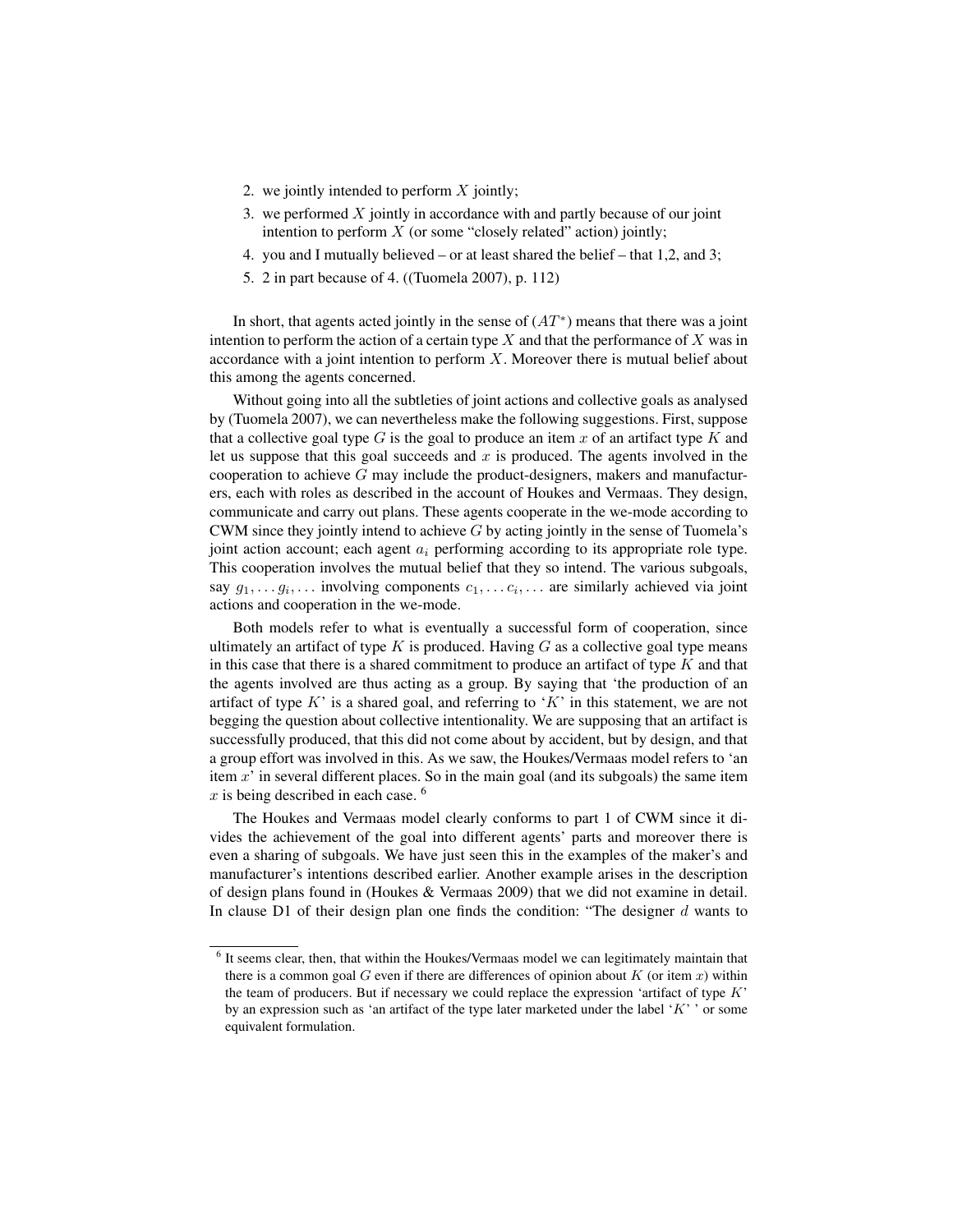2. we jointly intended to perform $X$ jointly;
3. we performed $X$ jointly in accordance with and partly because of our joint intention to perform $X$ (or some "closely related" action) jointly;
4. you and I mutually believed – or at least shared the belief – that 1,2, and 3;
5. 2 in part because of 4. ((Tuomela 2007), p. 112)

In short, that agents acted jointly in the sense of $(AT^*)$ means that there was a joint intention to perform the action of a certain type $X$ and that the performance of $X$ was in accordance with a joint intention to perform $X$. Moreover there is mutual belief about this among the agents concerned.

Without going into all the subtleties of joint actions and collective goals as analysed by (Tuomela 2007), we can nevertheless make the following suggestions. First, suppose that a collective goal type $G$ is the goal to produce an item $x$ of an artifact type $K$ and let us suppose that this goal succeeds and $x$ is produced. The agents involved in the cooperation to achieve $G$ may include the product-designers, makers and manufacturers, each with roles as described in the account of Houkes and Vermaas. They design, communicate and carry out plans. These agents cooperate in the we-mode according to CWM since they jointly intend to achieve $G$ by acting jointly in the sense of Tuomela's joint action account; each agent $a_i$ performing according to its appropriate role type. This cooperation involves the mutual belief that they so intend. The various subgoals, say $g_1, \ldots g_i, \ldots$ involving components $c_1, \ldots c_i, \ldots$ are similarly achieved via joint actions and cooperation in the we-mode.

Both models refer to what is eventually a successful form of cooperation, since ultimately an artifact of type $K$ is produced. Having $G$ as a collective goal type means in this case that there is a shared commitment to produce an artifact of type $K$ and that the agents involved are thus acting as a group. By saying that 'the production of an artifact of type $K$' is a shared goal, and referring to '$K$' in this statement, we are not begging the question about collective intentionality. We are supposing that an artifact is successfully produced, that this did not come about by accident, but by design, and that a group effort was involved in this. As we saw, the Houkes/Vermaas model refers to 'an item $x$' in several different places. So in the main goal (and its subgoals) the same item $x$ is being described in each case. [6]

The Houkes and Vermaas model clearly conforms to part 1 of CWM since it divides the achievement of the goal into different agents' parts and moreover there is even a sharing of subgoals. We have just seen this in the examples of the maker's and manufacturer's intentions described earlier. Another example arises in the description of design plans found in (Houkes & Vermaas 2009) that we did not examine in detail. In clause D1 of their design plan one finds the condition: "The designer $d$ wants to

[6] It seems clear, then, that within the Houkes/Vermaas model we can legitimately maintain that there is a common goal $G$ even if there are differences of opinion about $K$ (or item $x$) within the team of producers. But if necessary we could replace the expression 'artifact of type $K$' by an expression such as 'an artifact of the type later marketed under the label '$K$' ' or some equivalent formulation.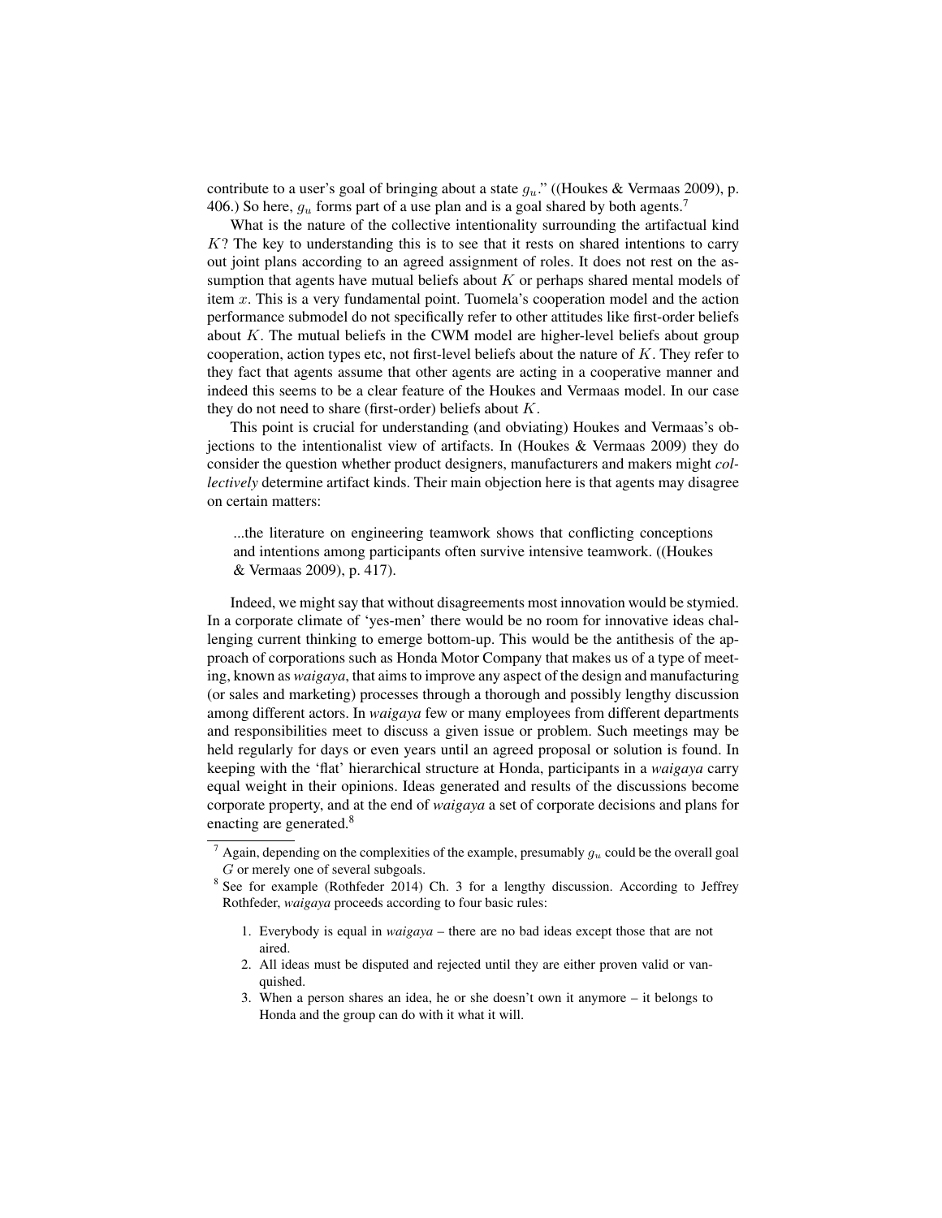contribute to a user's goal of bringing about a state $g_u$." ((Houkes & Vermaas 2009), p. 406.) So here, $g_u$ forms part of a use plan and is a goal shared by both agents.[7]

What is the nature of the collective intentionality surrounding the artifactual kind $K$? The key to understanding this is to see that it rests on shared intentions to carry out joint plans according to an agreed assignment of roles. It does not rest on the assumption that agents have mutual beliefs about $K$ or perhaps shared mental models of item $x$. This is a very fundamental point. Tuomela's cooperation model and the action performance submodel do not specifically refer to other attitudes like first-order beliefs about $K$. The mutual beliefs in the CWM model are higher-level beliefs about group cooperation, action types etc, not first-level beliefs about the nature of $K$. They refer to they fact that agents assume that other agents are acting in a cooperative manner and indeed this seems to be a clear feature of the Houkes and Vermaas model. In our case they do not need to share (first-order) beliefs about $K$.

This point is crucial for understanding (and obviating) Houkes and Vermaas's objections to the intentionalist view of artifacts. In (Houkes & Vermaas 2009) they do consider the question whether product designers, manufacturers and makers might *collectively* determine artifact kinds. Their main objection here is that agents may disagree on certain matters:

> ...the literature on engineering teamwork shows that conflicting conceptions and intentions among participants often survive intensive teamwork. ((Houkes & Vermaas 2009), p. 417).

Indeed, we might say that without disagreements most innovation would be stymied. In a corporate climate of 'yes-men' there would be no room for innovative ideas challenging current thinking to emerge bottom-up. This would be the antithesis of the approach of corporations such as Honda Motor Company that makes us of a type of meeting, known as *waigaya*, that aims to improve any aspect of the design and manufacturing (or sales and marketing) processes through a thorough and possibly lengthy discussion among different actors. In *waigaya* few or many employees from different departments and responsibilities meet to discuss a given issue or problem. Such meetings may be held regularly for days or even years until an agreed proposal or solution is found. In keeping with the 'flat' hierarchical structure at Honda, participants in a *waigaya* carry equal weight in their opinions. Ideas generated and results of the discussions become corporate property, and at the end of *waigaya* a set of corporate decisions and plans for enacting are generated.[8]

---

[7] Again, depending on the complexities of the example, presumably $g_u$ could be the overall goal $G$ or merely one of several subgoals.

[8] See for example (Rothfeder 2014) Ch. 3 for a lengthy discussion. According to Jeffrey Rothfeder, *waigaya* proceeds according to four basic rules:

1. Everybody is equal in *waigaya* – there are no bad ideas except those that are not aired.
2. All ideas must be disputed and rejected until they are either proven valid or vanquished.
3. When a person shares an idea, he or she doesn't own it anymore – it belongs to Honda and the group can do with it what it will.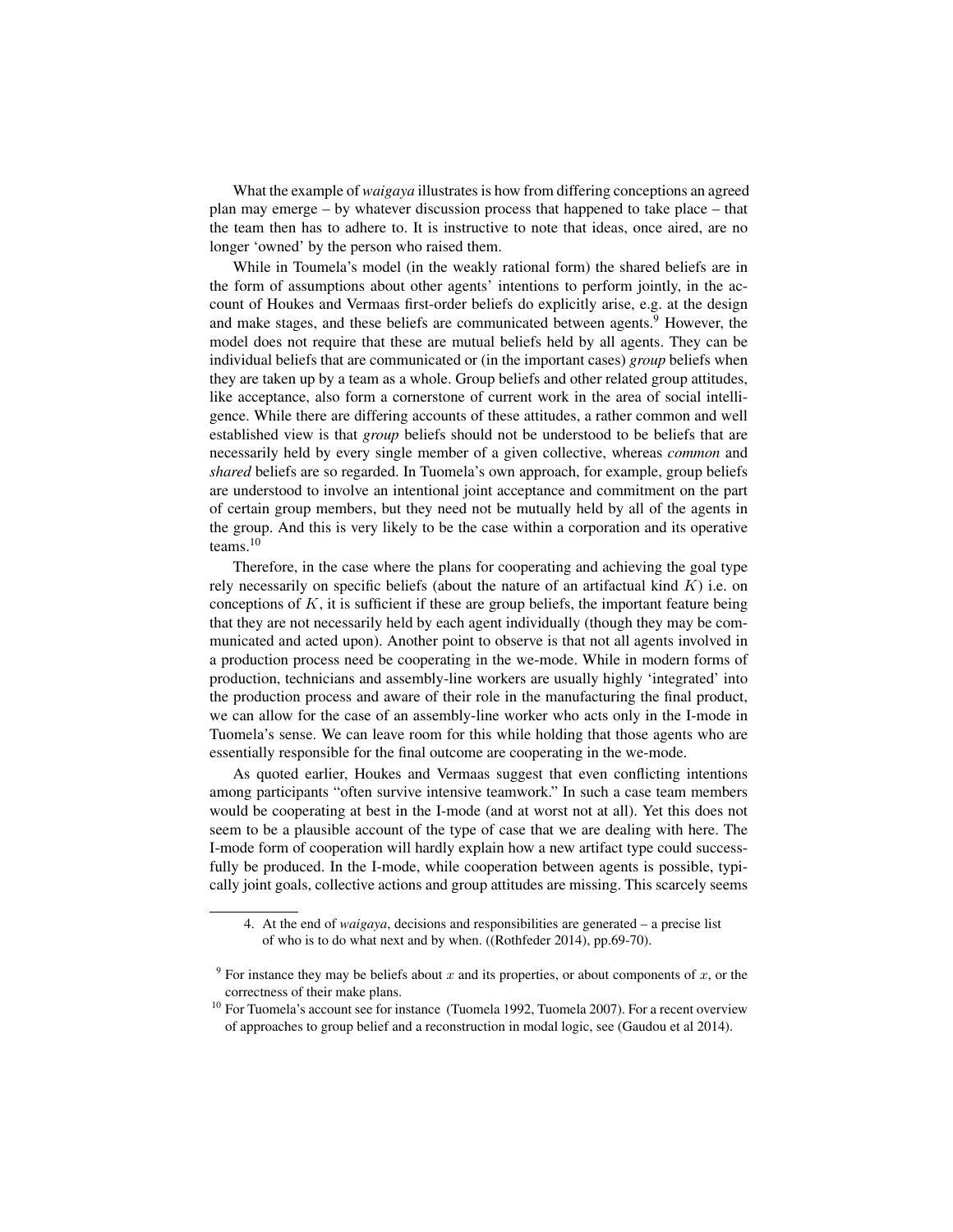What the example of *waigaya* illustrates is how from differing conceptions an agreed plan may emerge – by whatever discussion process that happened to take place – that the team then has to adhere to. It is instructive to note that ideas, once aired, are no longer 'owned' by the person who raised them.

While in Toumela's model (in the weakly rational form) the shared beliefs are in the form of assumptions about other agents' intentions to perform jointly, in the account of Houkes and Vermaas first-order beliefs do explicitly arise, e.g. at the design and make stages, and these beliefs are communicated between agents.[9] However, the model does not require that these are mutual beliefs held by all agents. They can be individual beliefs that are communicated or (in the important cases) *group* beliefs when they are taken up by a team as a whole. Group beliefs and other related group attitudes, like acceptance, also form a cornerstone of current work in the area of social intelligence. While there are differing accounts of these attitudes, a rather common and well established view is that *group* beliefs should not be understood to be beliefs that are necessarily held by every single member of a given collective, whereas *common* and *shared* beliefs are so regarded. In Tuomela's own approach, for example, group beliefs are understood to involve an intentional joint acceptance and commitment on the part of certain group members, but they need not be mutually held by all of the agents in the group. And this is very likely to be the case within a corporation and its operative teams.[10]

Therefore, in the case where the plans for cooperating and achieving the goal type rely necessarily on specific beliefs (about the nature of an artifactual kind $K$) i.e. on conceptions of $K$, it is sufficient if these are group beliefs, the important feature being that they are not necessarily held by each agent individually (though they may be communicated and acted upon). Another point to observe is that not all agents involved in a production process need be cooperating in the we-mode. While in modern forms of production, technicians and assembly-line workers are usually highly 'integrated' into the production process and aware of their role in the manufacturing the final product, we can allow for the case of an assembly-line worker who acts only in the I-mode in Tuomela's sense. We can leave room for this while holding that those agents who are essentially responsible for the final outcome are cooperating in the we-mode.

As quoted earlier, Houkes and Vermaas suggest that even conflicting intentions among participants "often survive intensive teamwork." In such a case team members would be cooperating at best in the I-mode (and at worst not at all). Yet this does not seem to be a plausible account of the type of case that we are dealing with here. The I-mode form of cooperation will hardly explain how a new artifact type could successfully be produced. In the I-mode, while cooperation between agents is possible, typically joint goals, collective actions and group attitudes are missing. This scarcely seems

---

4. At the end of *waigaya*, decisions and responsibilities are generated – a precise list of who is to do what next and by when. ((Rothfeder 2014), pp.69-70).

[9] For instance they may be beliefs about $x$ and its properties, or about components of $x$, or the correctness of their make plans.

[10] For Tuomela's account see for instance (Tuomela 1992, Tuomela 2007). For a recent overview of approaches to group belief and a reconstruction in modal logic, see (Gaudou et al 2014).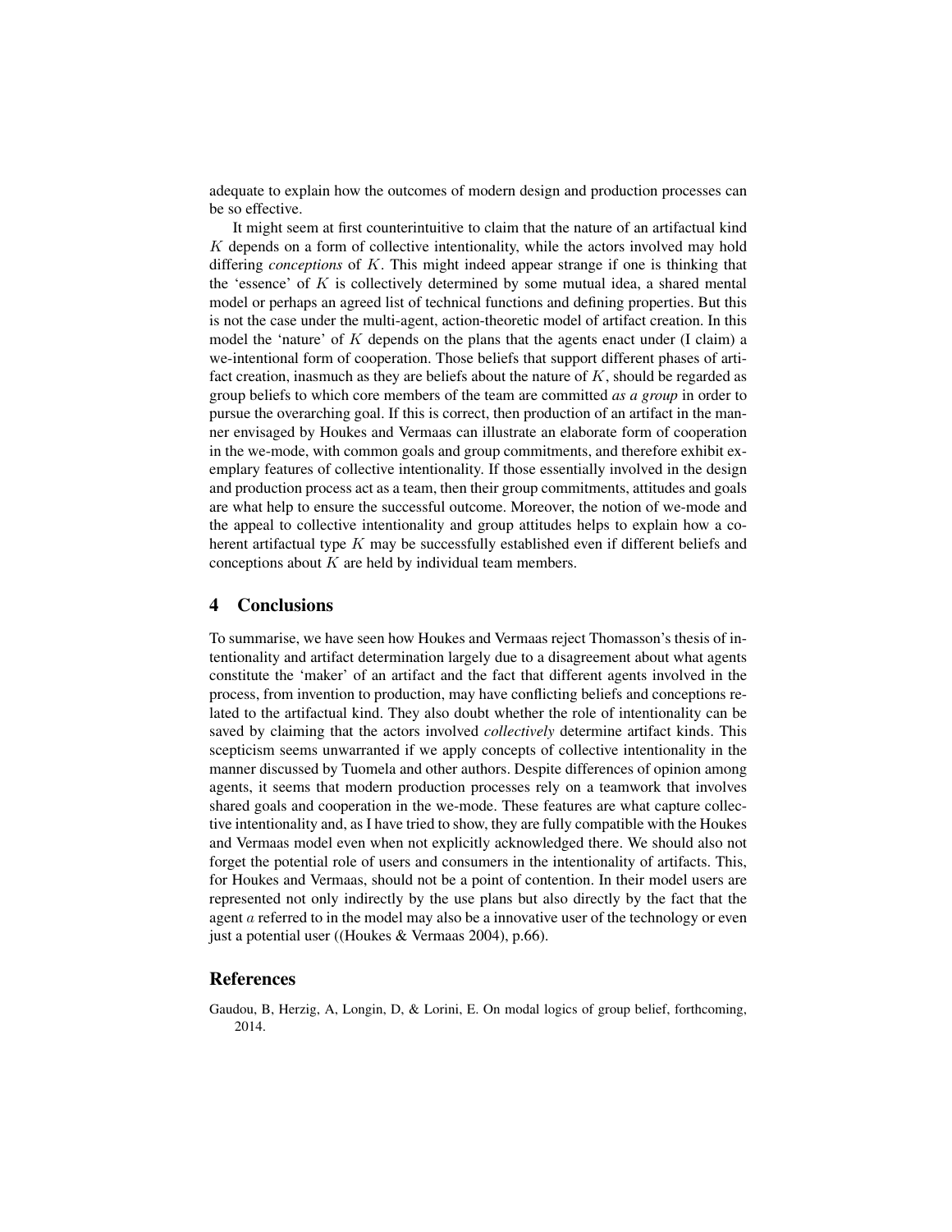adequate to explain how the outcomes of modern design and production processes can be so effective.

It might seem at first counterintuitive to claim that the nature of an artifactual kind $K$ depends on a form of collective intentionality, while the actors involved may hold differing *conceptions* of $K$. This might indeed appear strange if one is thinking that the 'essence' of $K$ is collectively determined by some mutual idea, a shared mental model or perhaps an agreed list of technical functions and defining properties. But this is not the case under the multi-agent, action-theoretic model of artifact creation. In this model the 'nature' of $K$ depends on the plans that the agents enact under (I claim) a we-intentional form of cooperation. Those beliefs that support different phases of artifact creation, inasmuch as they are beliefs about the nature of $K$, should be regarded as group beliefs to which core members of the team are committed *as a group* in order to pursue the overarching goal. If this is correct, then production of an artifact in the manner envisaged by Houkes and Vermaas can illustrate an elaborate form of cooperation in the we-mode, with common goals and group commitments, and therefore exhibit exemplary features of collective intentionality. If those essentially involved in the design and production process act as a team, then their group commitments, attitudes and goals are what help to ensure the successful outcome. Moreover, the notion of we-mode and the appeal to collective intentionality and group attitudes helps to explain how a coherent artifactual type $K$ may be successfully established even if different beliefs and conceptions about $K$ are held by individual team members.

## 4 Conclusions

To summarise, we have seen how Houkes and Vermaas reject Thomasson's thesis of intentionality and artifact determination largely due to a disagreement about what agents constitute the 'maker' of an artifact and the fact that different agents involved in the process, from invention to production, may have conflicting beliefs and conceptions related to the artifactual kind. They also doubt whether the role of intentionality can be saved by claiming that the actors involved *collectively* determine artifact kinds. This scepticism seems unwarranted if we apply concepts of collective intentionality in the manner discussed by Tuomela and other authors. Despite differences of opinion among agents, it seems that modern production processes rely on a teamwork that involves shared goals and cooperation in the we-mode. These features are what capture collective intentionality and, as I have tried to show, they are fully compatible with the Houkes and Vermaas model even when not explicitly acknowledged there. We should also not forget the potential role of users and consumers in the intentionality of artifacts. This, for Houkes and Vermaas, should not be a point of contention. In their model users are represented not only indirectly by the use plans but also directly by the fact that the agent $a$ referred to in the model may also be a innovative user of the technology or even just a potential user ((Houkes & Vermaas 2004), p.66).

## References

Gaudou, B, Herzig, A, Longin, D, & Lorini, E. On modal logics of group belief, forthcoming, 2014.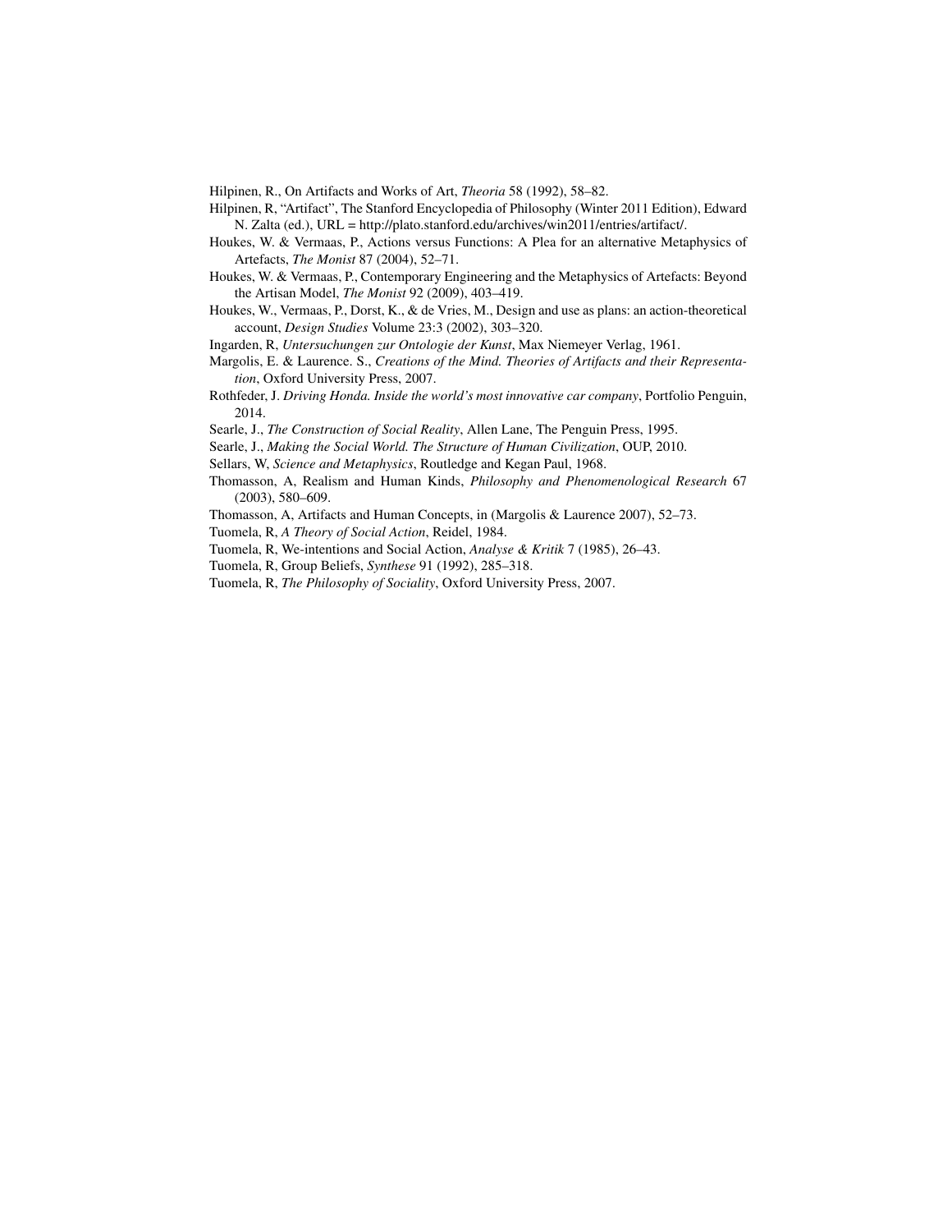Hilpinen, R., On Artifacts and Works of Art, *Theoria* 58 (1992), 58–82.

Hilpinen, R, “Artifact”, The Stanford Encyclopedia of Philosophy (Winter 2011 Edition), Edward N. Zalta (ed.), URL = http://plato.stanford.edu/archives/win2011/entries/artifact/.

Houkes, W. & Vermaas, P., Actions versus Functions: A Plea for an alternative Metaphysics of Artefacts, *The Monist* 87 (2004), 52–71.

Houkes, W. & Vermaas, P., Contemporary Engineering and the Metaphysics of Artefacts: Beyond the Artisan Model, *The Monist* 92 (2009), 403–419.

Houkes, W., Vermaas, P., Dorst, K., & de Vries, M., Design and use as plans: an action-theoretical account, *Design Studies* Volume 23:3 (2002), 303–320.

Ingarden, R, *Untersuchungen zur Ontologie der Kunst*, Max Niemeyer Verlag, 1961.

Margolis, E. & Laurence. S., *Creations of the Mind. Theories of Artifacts and their Representation*, Oxford University Press, 2007.

Rothfeder, J. *Driving Honda. Inside the world’s most innovative car company*, Portfolio Penguin, 2014.

Searle, J., *The Construction of Social Reality*, Allen Lane, The Penguin Press, 1995.

Searle, J., *Making the Social World. The Structure of Human Civilization*, OUP, 2010.

Sellars, W, *Science and Metaphysics*, Routledge and Kegan Paul, 1968.

Thomasson, A, Realism and Human Kinds, *Philosophy and Phenomenological Research* 67 (2003), 580–609.

Thomasson, A, Artifacts and Human Concepts, in (Margolis & Laurence 2007), 52–73.

Tuomela, R, *A Theory of Social Action*, Reidel, 1984.

Tuomela, R, We-intentions and Social Action, *Analyse & Kritik* 7 (1985), 26–43.

Tuomela, R, Group Beliefs, *Synthese* 91 (1992), 285–318.

Tuomela, R, *The Philosophy of Sociality*, Oxford University Press, 2007.